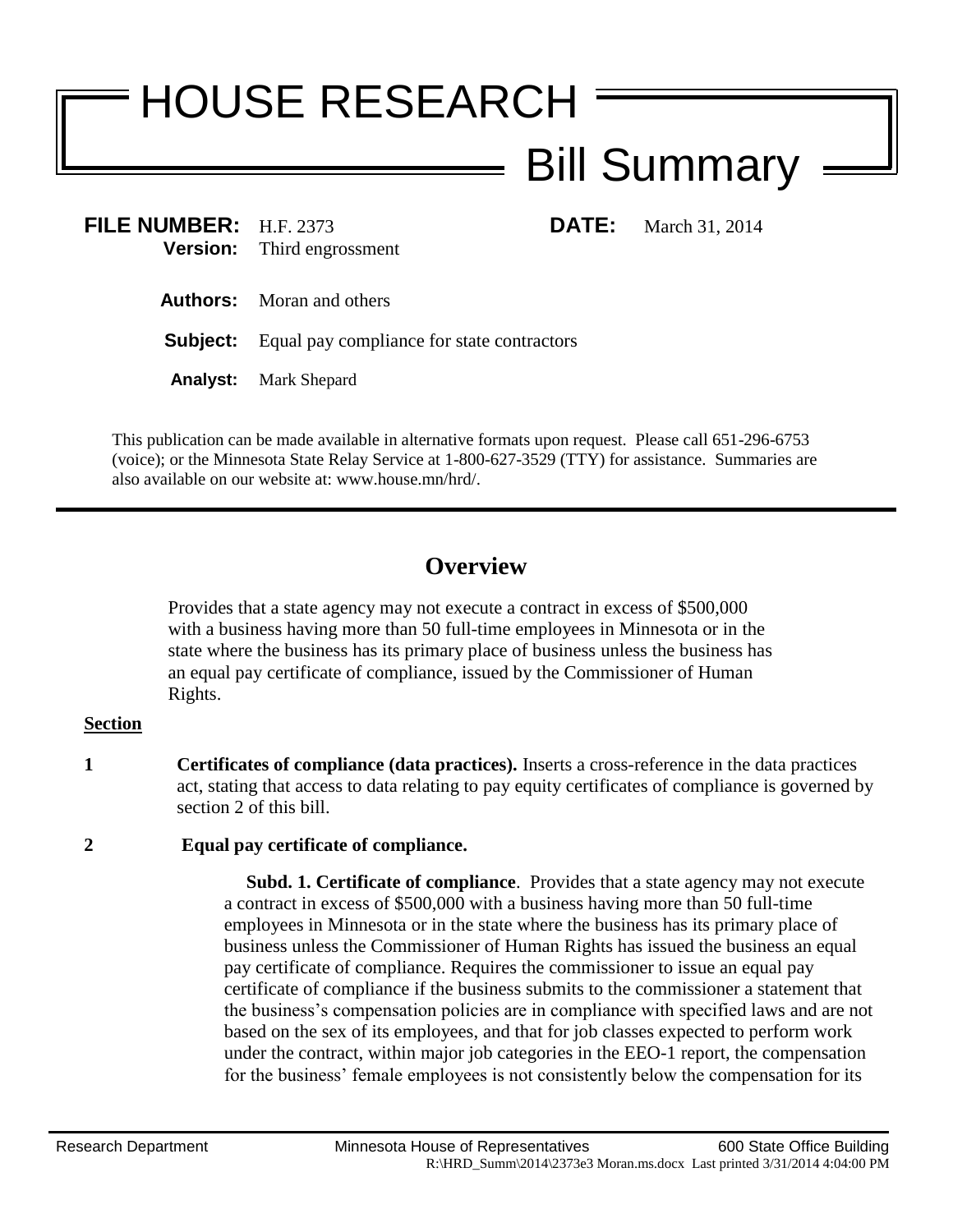# HOUSE RESEARCH

## Bill Summary

**FILE NUMBER:** H.F. 2373 **DATE:** March 31, 2014
**Version:** Third engrossment

**Authors:** Moran and others

**Subject:** Equal pay compliance for state contractors

**Analyst:** Mark Shepard

This publication can be made available in alternative formats upon request. Please call 651-296-6753 (voice); or the Minnesota State Relay Service at 1-800-627-3529 (TTY) for assistance. Summaries are also available on our website at: www.house.mn/hrd/.

---

## Overview

Provides that a state agency may not execute a contract in excess of $500,000 with a business having more than 50 full-time employees in Minnesota or in the state where the business has its primary place of business unless the business has an equal pay certificate of compliance, issued by the Commissioner of Human Rights.

**Section**

**1** **Certificates of compliance (data practices).** Inserts a cross-reference in the data practices act, stating that access to data relating to pay equity certificates of compliance is governed by section 2 of this bill.

**2** **Equal pay certificate of compliance.**

**Subd. 1. Certificate of compliance**. Provides that a state agency may not execute a contract in excess of $500,000 with a business having more than 50 full-time employees in Minnesota or in the state where the business has its primary place of business unless the Commissioner of Human Rights has issued the business an equal pay certificate of compliance. Requires the commissioner to issue an equal pay certificate of compliance if the business submits to the commissioner a statement that the business's compensation policies are in compliance with specified laws and are not based on the sex of its employees, and that for job classes expected to perform work under the contract, within major job categories in the EEO-1 report, the compensation for the business' female employees is not consistently below the compensation for its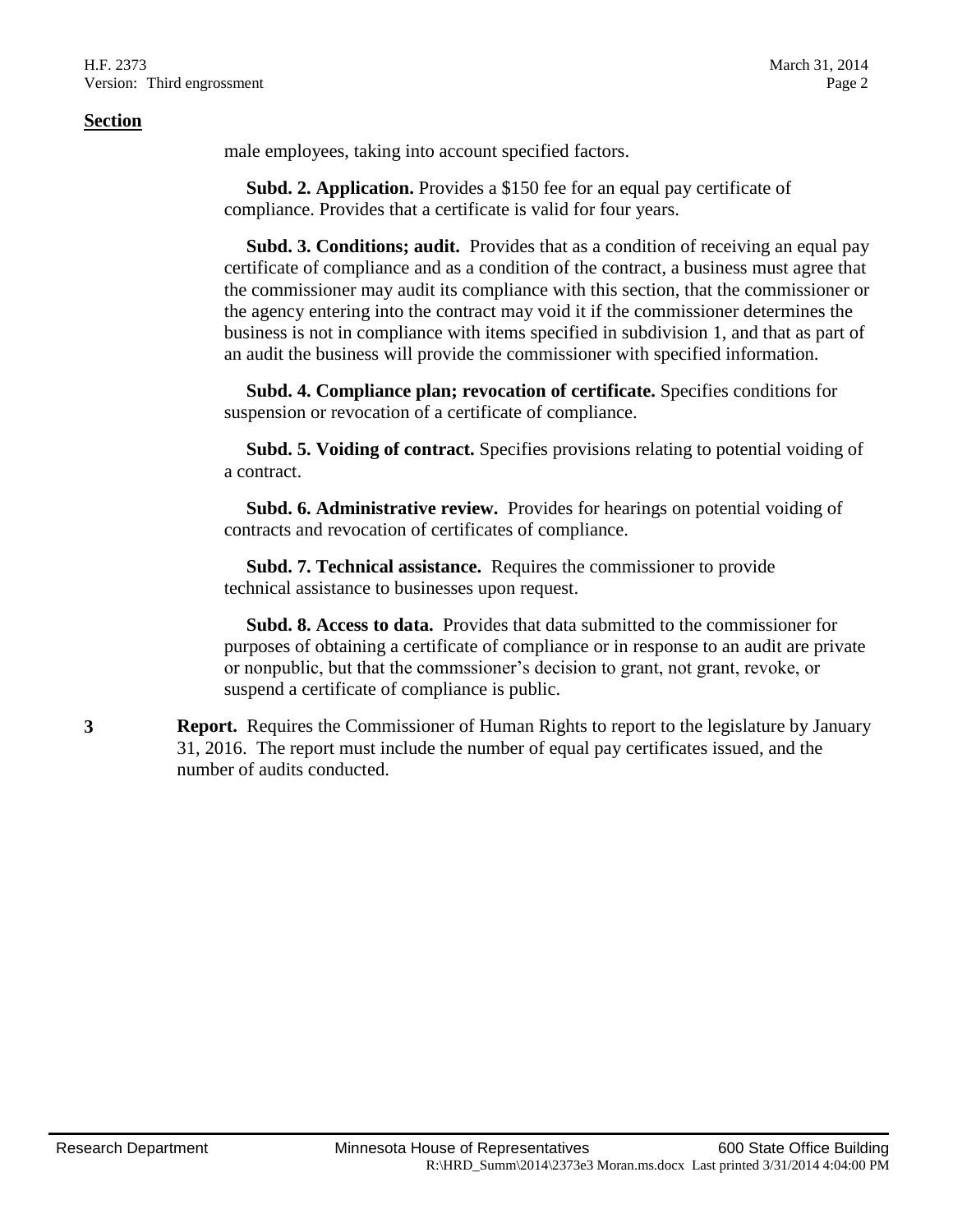**Section**

male employees, taking into account specified factors.

**Subd. 2. Application.** Provides a $150 fee for an equal pay certificate of compliance. Provides that a certificate is valid for four years.

**Subd. 3. Conditions; audit.** Provides that as a condition of receiving an equal pay certificate of compliance and as a condition of the contract, a business must agree that the commissioner may audit its compliance with this section, that the commissioner or the agency entering into the contract may void it if the commissioner determines the business is not in compliance with items specified in subdivision 1, and that as part of an audit the business will provide the commissioner with specified information.

**Subd. 4. Compliance plan; revocation of certificate.** Specifies conditions for suspension or revocation of a certificate of compliance.

**Subd. 5. Voiding of contract.** Specifies provisions relating to potential voiding of a contract.

**Subd. 6. Administrative review.** Provides for hearings on potential voiding of contracts and revocation of certificates of compliance.

**Subd. 7. Technical assistance.** Requires the commissioner to provide technical assistance to businesses upon request.

**Subd. 8. Access to data.** Provides that data submitted to the commissioner for purposes of obtaining a certificate of compliance or in response to an audit are private or nonpublic, but that the commssioner's decision to grant, not grant, revoke, or suspend a certificate of compliance is public.

**3** **Report.** Requires the Commissioner of Human Rights to report to the legislature by January 31, 2016. The report must include the number of equal pay certificates issued, and the number of audits conducted.